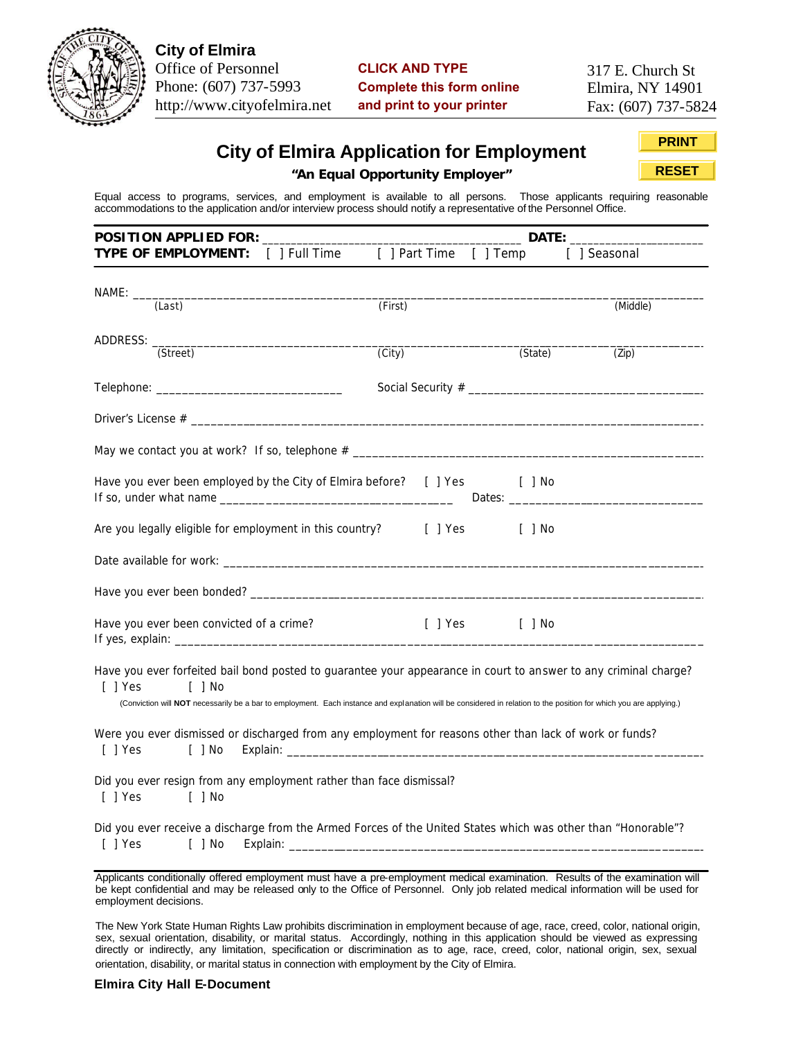**City of Elmira**
Office of Personnel
Phone: (607) 737-5993
http://www.cityofelmira.net

**CLICK AND TYPE**
**Complete this form online**
**and print to your printer**

317 E. Church St
Elmira, NY 14901
Fax: (607) 737-5824

**PRINT**

**RESET**

# City of Elmira Application for Employment

### "An Equal Opportunity Employer"

Equal access to programs, services, and employment is available to all persons. Those applicants requiring reasonable accommodations to the application and/or interview process should notify a representative of the Personnel Office.

**POSITION APPLIED FOR:** ______________________________________ **DATE:** ____________________

**TYPE OF EMPLOYMENT:** [ ] Full Time [ ] Part Time [ ] Temp [ ] Seasonal

NAME: ________________________________________________________________________________
(Last) (First) (Middle)

ADDRESS: _____________________________________________________________________________
(Street) (City) (State) (Zip)

Telephone: _____________________________ Social Security # ____________________________________

Driver's License # ______________________________________________________________________

May we contact you at work? If so, telephone # ___________________________________________________

Have you ever been employed by the City of Elmira before? [ ] Yes [ ] No
If so, under what name ___________________________________ Dates: ______________________________

Are you legally eligible for employment in this country? [ ] Yes [ ] No

Date available for work: ________________________________________________________________

Have you ever been bonded? _____________________________________________________________

Have you ever been convicted of a crime? [ ] Yes [ ] No
If yes, explain: ______________________________________________________________________

Have you ever forfeited bail bond posted to guarantee your appearance in court to answer to any criminal charge?
[ ] Yes [ ] No
(Conviction will **NOT** necessarily be a bar to employment. Each instance and explanation will be considered in relation to the position for which you are applying.)

Were you ever dismissed or discharged from any employment for reasons other than lack of work or funds?
[ ] Yes [ ] No Explain: _______________________________________________________________

Did you ever resign from any employment rather than face dismissal?
[ ] Yes [ ] No

Did you ever receive a discharge from the Armed Forces of the United States which was other than "Honorable"?
[ ] Yes [ ] No Explain: _______________________________________________________________

Applicants conditionally offered employment must have a pre-employment medical examination. Results of the examination will be kept confidential and may be released only to the Office of Personnel. Only job related medical information will be used for employment decisions.

The New York State Human Rights Law prohibits discrimination in employment because of age, race, creed, color, national origin, sex, sexual orientation, disability, or marital status. Accordingly, nothing in this application should be viewed as expressing directly or indirectly, any limitation, specification or discrimination as to age, race, creed, color, national origin, sex, sexual orientation, disability, or marital status in connection with employment by the City of Elmira.

**Elmira City Hall E-Document**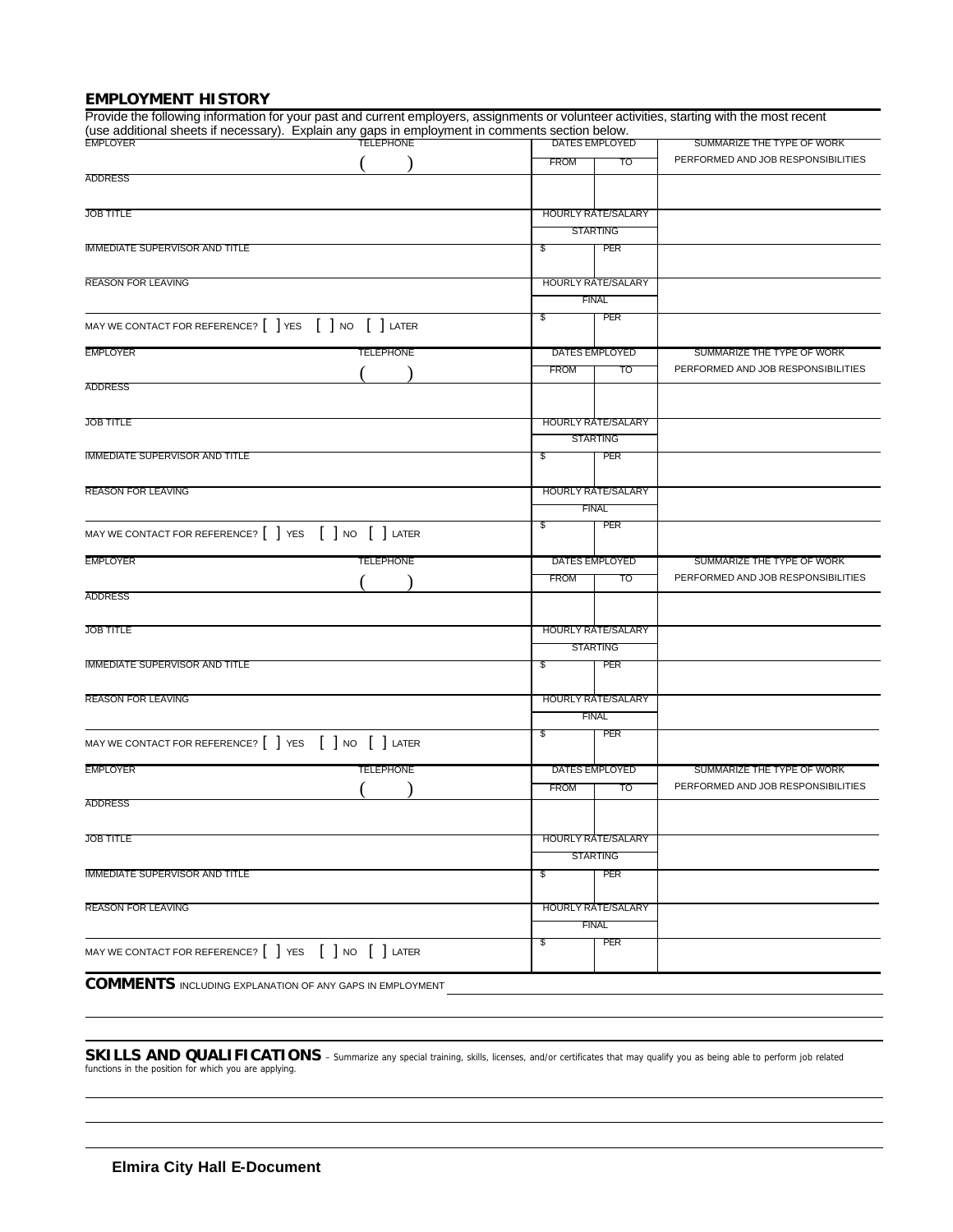## EMPLOYMENT HISTORY

Provide the following information for your past and current employers, assignments or volunteer activities, starting with the most recent (use additional sheets if necessary). Explain any gaps in employment in comments section below.

| EMPLOYER | TELEPHONE | DATES EMPLOYED | | SUMMARIZE THE TYPE OF WORK PERFORMED AND JOB RESPONSIBILITIES |
|---|---|---|---|---|
| | ( ) | FROM | TO | |
| ADDRESS | | | | |
| JOB TITLE | | HOURLY RATE/SALARY STARTING | | |
| IMMEDIATE SUPERVISOR AND TITLE | | $ | PER | |
| REASON FOR LEAVING | | HOURLY RATE/SALARY FINAL | | |
| MAY WE CONTACT FOR REFERENCE? [ ] YES [ ] NO [ ] LATER | | $ | PER | |

| EMPLOYER | TELEPHONE | DATES EMPLOYED | | SUMMARIZE THE TYPE OF WORK PERFORMED AND JOB RESPONSIBILITIES |
|---|---|---|---|---|
| | ( ) | FROM | TO | |
| ADDRESS | | | | |
| JOB TITLE | | HOURLY RATE/SALARY STARTING | | |
| IMMEDIATE SUPERVISOR AND TITLE | | $ | PER | |
| REASON FOR LEAVING | | HOURLY RATE/SALARY FINAL | | |
| MAY WE CONTACT FOR REFERENCE? [ ] YES [ ] NO [ ] LATER | | $ | PER | |

| EMPLOYER | TELEPHONE | DATES EMPLOYED | | SUMMARIZE THE TYPE OF WORK PERFORMED AND JOB RESPONSIBILITIES |
|---|---|---|---|---|
| | ( ) | FROM | TO | |
| ADDRESS | | | | |
| JOB TITLE | | HOURLY RATE/SALARY STARTING | | |
| IMMEDIATE SUPERVISOR AND TITLE | | $ | PER | |
| REASON FOR LEAVING | | HOURLY RATE/SALARY FINAL | | |
| MAY WE CONTACT FOR REFERENCE? [ ] YES [ ] NO [ ] LATER | | $ | PER | |

| EMPLOYER | TELEPHONE | DATES EMPLOYED | | SUMMARIZE THE TYPE OF WORK PERFORMED AND JOB RESPONSIBILITIES |
|---|---|---|---|---|
| | ( ) | FROM | TO | |
| ADDRESS | | | | |
| JOB TITLE | | HOURLY RATE/SALARY STARTING | | |
| IMMEDIATE SUPERVISOR AND TITLE | | $ | PER | |
| REASON FOR LEAVING | | HOURLY RATE/SALARY FINAL | | |
| MAY WE CONTACT FOR REFERENCE? [ ] YES [ ] NO [ ] LATER | | $ | PER | |

**COMMENTS** INCLUDING EXPLANATION OF ANY GAPS IN EMPLOYMENT

**SKILLS AND QUALIFICATIONS** – Summarize any special training, skills, licenses, and/or certificates that may qualify you as being able to perform job related functions in the position for which you are applying.

**Elmira City Hall E-Document**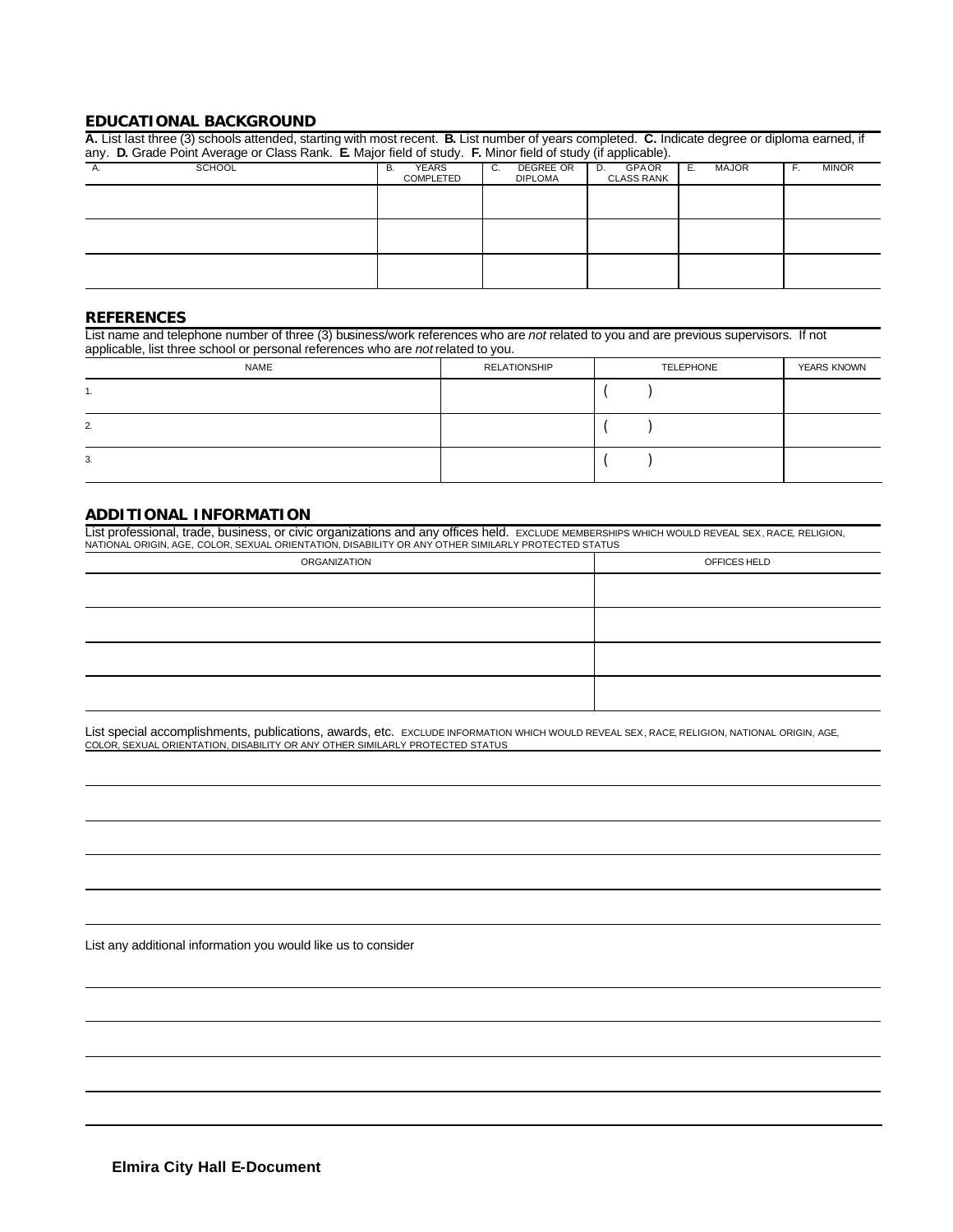## EDUCATIONAL BACKGROUND

**A.** List last three (3) schools attended, starting with most recent. **B.** List number of years completed. **C.** Indicate degree or diploma earned, if any. **D.** Grade Point Average or Class Rank. **E.** Major field of study. **F.** Minor field of study (if applicable).

| A. SCHOOL | B. YEARS COMPLETED | C. DEGREE OR DIPLOMA | D. GPA OR CLASS RANK | E. MAJOR | F. MINOR |
|---|---|---|---|---|---|
| | | | | | |
| | | | | | |
| | | | | | |

## REFERENCES

List name and telephone number of three (3) business/work references who are *not* related to you and are previous supervisors. If not applicable, list three school or personal references who are *not* related to you.

| NAME | RELATIONSHIP | TELEPHONE | YEARS KNOWN |
|---|---|---|---|
| 1. | | ( ) | |
| 2. | | ( ) | |
| 3. | | ( ) | |

## ADDITIONAL INFORMATION

List professional, trade, business, or civic organizations and any offices held. EXCLUDE MEMBERSHIPS WHICH WOULD REVEAL SEX, RACE, RELIGION, NATIONAL ORIGIN, AGE, COLOR, SEXUAL ORIENTATION, DISABILITY OR ANY OTHER SIMILARLY PROTECTED STATUS

| ORGANIZATION | OFFICES HELD |
|---|---|
| | |
| | |
| | |
| | |

List special accomplishments, publications, awards, etc. EXCLUDE INFORMATION WHICH WOULD REVEAL SEX, RACE, RELIGION, NATIONAL ORIGIN, AGE, COLOR, SEXUAL ORIENTATION, DISABILITY OR ANY OTHER SIMILARLY PROTECTED STATUS

List any additional information you would like us to consider

**Elmira City Hall E-Document**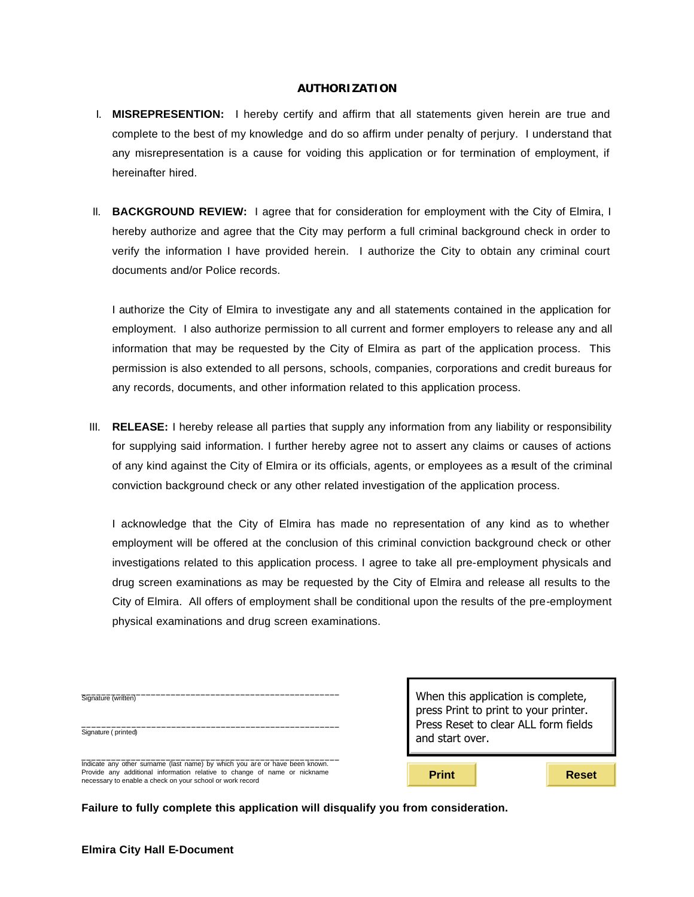## AUTHORIZATION

I. **MISREPRESENTION:** I hereby certify and affirm that all statements given herein are true and complete to the best of my knowledge and do so affirm under penalty of perjury. I understand that any misrepresentation is a cause for voiding this application or for termination of employment, if hereinafter hired.

II. **BACKGROUND REVIEW:** I agree that for consideration for employment with the City of Elmira, I hereby authorize and agree that the City may perform a full criminal background check in order to verify the information I have provided herein. I authorize the City to obtain any criminal court documents and/or Police records.

I authorize the City of Elmira to investigate any and all statements contained in the application for employment. I also authorize permission to all current and former employers to release any and all information that may be requested by the City of Elmira as part of the application process. This permission is also extended to all persons, schools, companies, corporations and credit bureaus for any records, documents, and other information related to this application process.

III. **RELEASE:** I hereby release all parties that supply any information from any liability or responsibility for supplying said information. I further hereby agree not to assert any claims or causes of actions of any kind against the City of Elmira or its officials, agents, or employees as a result of the criminal conviction background check or any other related investigation of the application process.

I acknowledge that the City of Elmira has made no representation of any kind as to whether employment will be offered at the conclusion of this criminal conviction background check or other investigations related to this application process. I agree to take all pre-employment physicals and drug screen examinations as may be requested by the City of Elmira and release all results to the City of Elmira. All offers of employment shall be conditional upon the results of the pre-employment physical examinations and drug screen examinations.

___________________________________________________
Signature (written)

___________________________________________________
Signature ( printed)

___________________________________________________
Indicate any other surname (last name) by which you are or have been known. Provide any additional information relative to change of name or nickname necessary to enable a check on your school or work record

When this application is complete, press Print to print to your printer. Press Reset to clear ALL form fields and start over.

Print    Reset

**Failure to fully complete this application will disqualify you from consideration.**

**Elmira City Hall E-Document**